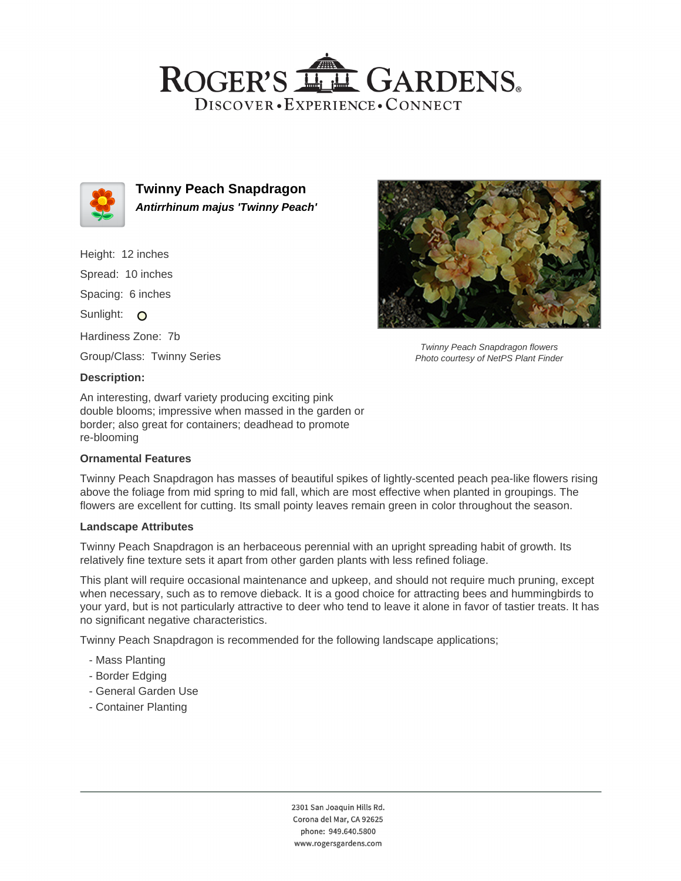# ROGER'S GARDENS

DISCOVER • EXPERIENCE • CONNECT

## Twinny Peach Snapdragon

***Antirrhinum majus 'Twinny Peach'***

Height: 12 inches

Spread: 10 inches

Spacing: 6 inches

Sunlight:

Hardiness Zone: 7b

Group/Class: Twinny Series

*Twinny Peach Snapdragon flowers*
*Photo courtesy of NetPS Plant Finder*

### Description:

An interesting, dwarf variety producing exciting pink double blooms; impressive when massed in the garden or border; also great for containers; deadhead to promote re-blooming

### Ornamental Features

Twinny Peach Snapdragon has masses of beautiful spikes of lightly-scented peach pea-like flowers rising above the foliage from mid spring to mid fall, which are most effective when planted in groupings. The flowers are excellent for cutting. Its small pointy leaves remain green in color throughout the season.

### Landscape Attributes

Twinny Peach Snapdragon is an herbaceous perennial with an upright spreading habit of growth. Its relatively fine texture sets it apart from other garden plants with less refined foliage.

This plant will require occasional maintenance and upkeep, and should not require much pruning, except when necessary, such as to remove dieback. It is a good choice for attracting bees and hummingbirds to your yard, but is not particularly attractive to deer who tend to leave it alone in favor of tastier treats. It has no significant negative characteristics.

Twinny Peach Snapdragon is recommended for the following landscape applications;

- Mass Planting
- Border Edging
- General Garden Use
- Container Planting

2301 San Joaquin Hills Rd.
Corona del Mar, CA 92625
phone: 949.640.5800
www.rogersgardens.com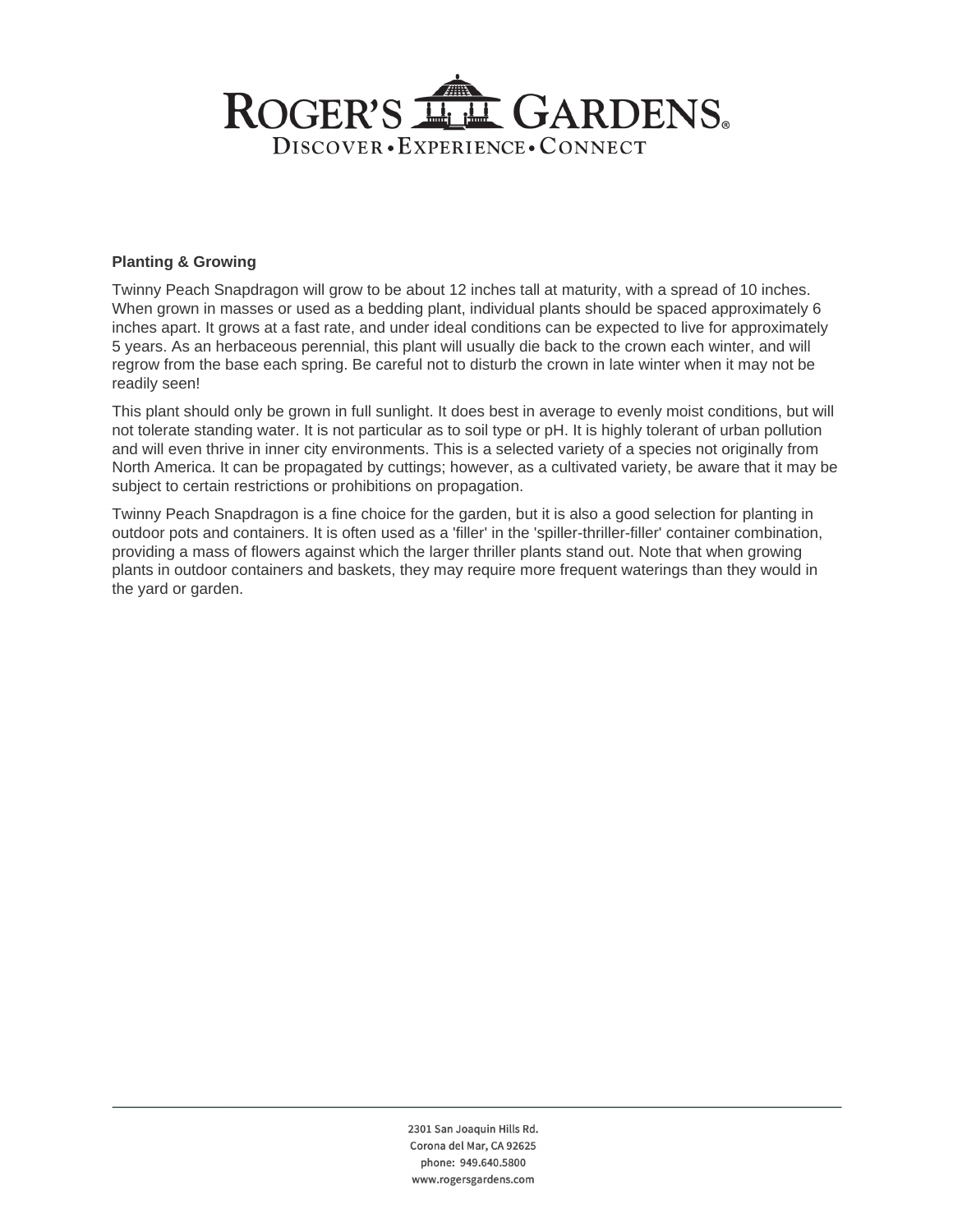## Planting & Growing

Twinny Peach Snapdragon will grow to be about 12 inches tall at maturity, with a spread of 10 inches. When grown in masses or used as a bedding plant, individual plants should be spaced approximately 6 inches apart. It grows at a fast rate, and under ideal conditions can be expected to live for approximately 5 years. As an herbaceous perennial, this plant will usually die back to the crown each winter, and will regrow from the base each spring. Be careful not to disturb the crown in late winter when it may not be readily seen!

This plant should only be grown in full sunlight. It does best in average to evenly moist conditions, but will not tolerate standing water. It is not particular as to soil type or pH. It is highly tolerant of urban pollution and will even thrive in inner city environments. This is a selected variety of a species not originally from North America. It can be propagated by cuttings; however, as a cultivated variety, be aware that it may be subject to certain restrictions or prohibitions on propagation.

Twinny Peach Snapdragon is a fine choice for the garden, but it is also a good selection for planting in outdoor pots and containers. It is often used as a 'filler' in the 'spiller-thriller-filler' container combination, providing a mass of flowers against which the larger thriller plants stand out. Note that when growing plants in outdoor containers and baskets, they may require more frequent waterings than they would in the yard or garden.